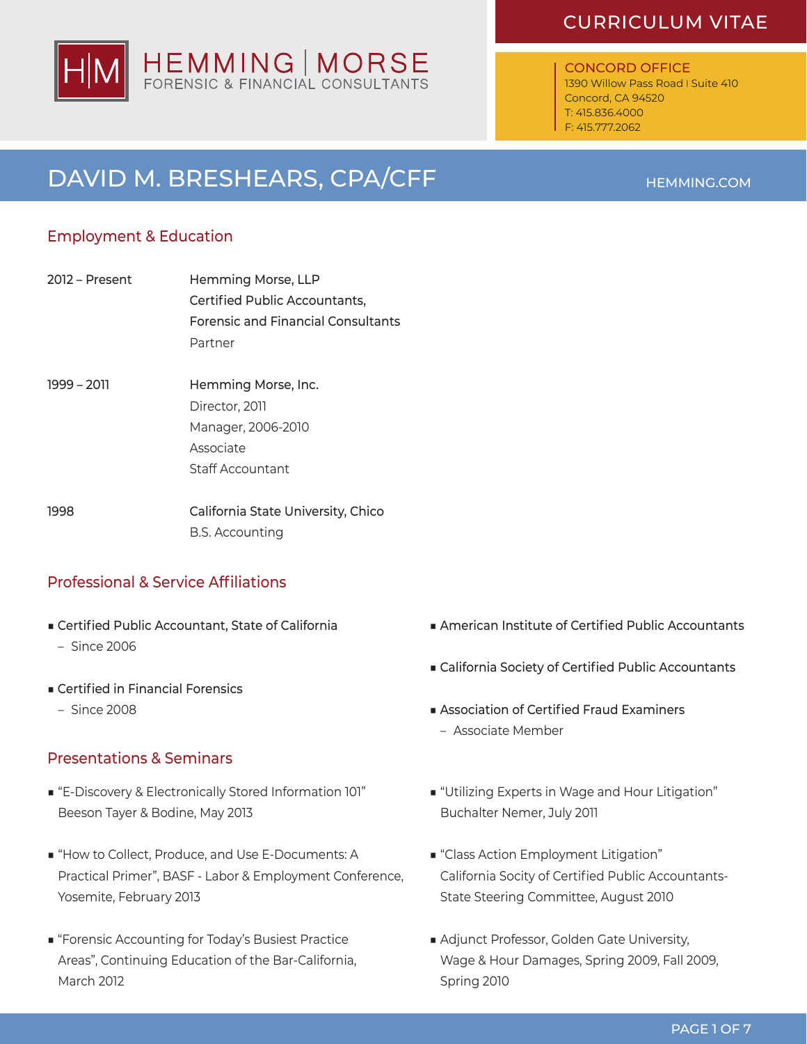HEMMING | MORSE
FORENSIC & FINANCIAL CONSULTANTS

# CURRICULUM VITAE

CONCORD OFFICE
1390 Willow Pass Road | Suite 410
Concord, CA 94520
T: 415.836.4000
F: 415.777.2062

# DAVID M. BRESHEARS, CPA/CFF

HEMMING.COM

## Employment & Education

**2012 – Present**
Hemming Morse, LLP
Certified Public Accountants,
Forensic and Financial Consultants
Partner

**1999 – 2011**
Hemming Morse, Inc.
Director, 2011
Manager, 2006-2010
Associate
Staff Accountant

**1998**
California State University, Chico
B.S. Accounting

## Professional & Service Affiliations

- Certified Public Accountant, State of California
  - Since 2006
- Certified in Financial Forensics
  - Since 2008
- American Institute of Certified Public Accountants
- California Society of Certified Public Accountants
- Association of Certified Fraud Examiners
  - Associate Member

## Presentations & Seminars

- "E-Discovery & Electronically Stored Information 101"
  Beeson Tayer & Bodine, May 2013
- "How to Collect, Produce, and Use E-Documents: A Practical Primer", BASF - Labor & Employment Conference, Yosemite, February 2013
- "Forensic Accounting for Today's Busiest Practice Areas", Continuing Education of the Bar-California, March 2012
- "Utilizing Experts in Wage and Hour Litigation"
  Buchalter Nemer, July 2011
- "Class Action Employment Litigation"
  California Socity of Certified Public Accountants-State Steering Committee, August 2010
- Adjunct Professor, Golden Gate University,
  Wage & Hour Damages, Spring 2009, Fall 2009, Spring 2010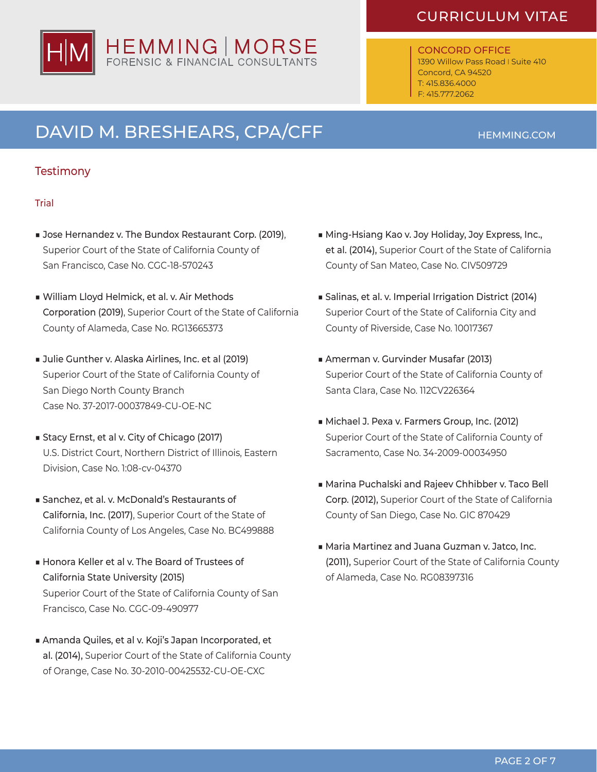## Testimony

### Trial

- **Jose Hernandez v. The Bundox Restaurant Corp. (2019)**, Superior Court of the State of California County of San Francisco, Case No. CGC-18-570243
- **William Lloyd Helmick, et al. v. Air Methods Corporation (2019)**, Superior Court of the State of California County of Alameda, Case No. RG13665373
- **Julie Gunther v. Alaska Airlines, Inc. et al (2019)** Superior Court of the State of California County of San Diego North County Branch Case No. 37-2017-00037849-CU-OE-NC
- **Stacy Ernst, et al v. City of Chicago (2017)** U.S. District Court, Northern District of Illinois, Eastern Division, Case No. 1:08-cv-04370
- **Sanchez, et al. v. McDonald's Restaurants of California, Inc. (2017)**, Superior Court of the State of California County of Los Angeles, Case No. BC499888
- **Honora Keller et al v. The Board of Trustees of California State University (2015)** Superior Court of the State of California County of San Francisco, Case No. CGC-09-490977
- **Amanda Quiles, et al v. Koji's Japan Incorporated, et al. (2014)**, Superior Court of the State of California County of Orange, Case No. 30-2010-00425532-CU-OE-CXC
- **Ming-Hsiang Kao v. Joy Holiday, Joy Express, Inc., et al. (2014)**, Superior Court of the State of California County of San Mateo, Case No. CIV509729
- **Salinas, et al. v. Imperial Irrigation District (2014)** Superior Court of the State of California City and County of Riverside, Case No. 10017367
- **Amerman v. Gurvinder Musafar (2013)** Superior Court of the State of California County of Santa Clara, Case No. 112CV226364
- **Michael J. Pexa v. Farmers Group, Inc. (2012)** Superior Court of the State of California County of Sacramento, Case No. 34-2009-00034950
- **Marina Puchalski and Rajeev Chhibber v. Taco Bell Corp. (2012)**, Superior Court of the State of California County of San Diego, Case No. GIC 870429
- **Maria Martinez and Juana Guzman v. Jatco, Inc. (2011)**, Superior Court of the State of California County of Alameda, Case No. RG08397316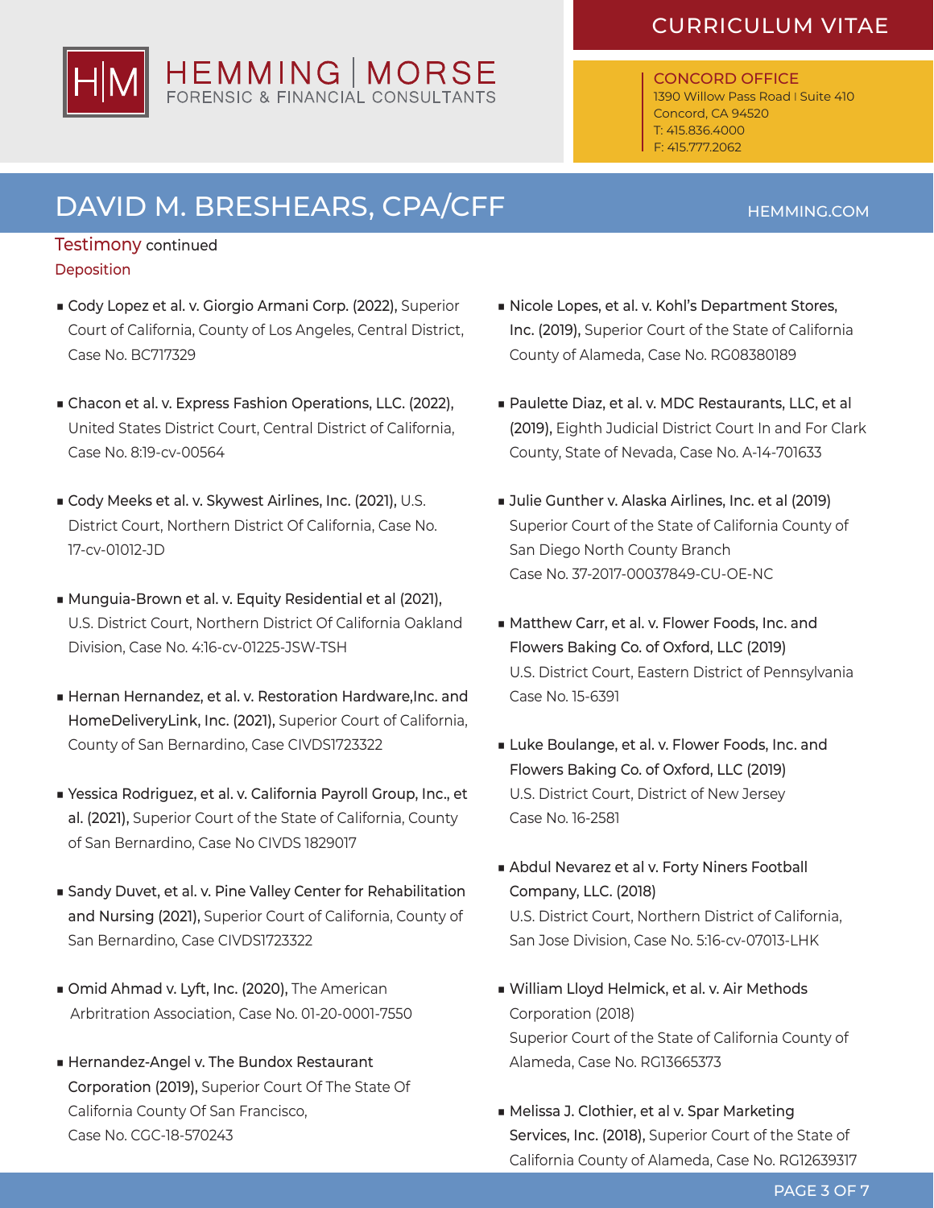# DAVID M. BRESHEARS, CPA/CFF

## Testimony continued

### Deposition

- **Cody Lopez et al. v. Giorgio Armani Corp. (2022),** Superior Court of California, County of Los Angeles, Central District, Case No. BC717329
- **Chacon et al. v. Express Fashion Operations, LLC. (2022),** United States District Court, Central District of California, Case No. 8:19-cv-00564
- **Cody Meeks et al. v. Skywest Airlines, Inc. (2021),** U.S. District Court, Northern District Of California, Case No. 17-cv-01012-JD
- **Munguia-Brown et al. v. Equity Residential et al (2021),** U.S. District Court, Northern District Of California Oakland Division, Case No. 4:16-cv-01225-JSW-TSH
- **Hernan Hernandez, et al. v. Restoration Hardware,Inc. and HomeDeliveryLink, Inc. (2021),** Superior Court of California, County of San Bernardino, Case CIVDS1723322
- **Yessica Rodriguez, et al. v. California Payroll Group, Inc., et al. (2021),** Superior Court of the State of California, County of San Bernardino, Case No CIVDS 1829017
- **Sandy Duvet, et al. v. Pine Valley Center for Rehabilitation and Nursing (2021),** Superior Court of California, County of San Bernardino, Case CIVDS1723322
- **Omid Ahmad v. Lyft, Inc. (2020),** The American Arbitration Association, Case No. 01-20-0001-7550
- **Hernandez-Angel v. The Bundox Restaurant Corporation (2019),** Superior Court Of The State Of California County Of San Francisco, Case No. CGC-18-570243
- **Nicole Lopes, et al. v. Kohl's Department Stores, Inc. (2019),** Superior Court of the State of California County of Alameda, Case No. RG08380189
- **Paulette Diaz, et al. v. MDC Restaurants, LLC, et al (2019),** Eighth Judicial District Court In and For Clark County, State of Nevada, Case No. A-14-701633
- **Julie Gunther v. Alaska Airlines, Inc. et al (2019)** Superior Court of the State of California County of San Diego North County Branch Case No. 37-2017-00037849-CU-OE-NC
- **Matthew Carr, et al. v. Flower Foods, Inc. and Flowers Baking Co. of Oxford, LLC (2019)** U.S. District Court, Eastern District of Pennsylvania Case No. 15-6391
- **Luke Boulange, et al. v. Flower Foods, Inc. and Flowers Baking Co. of Oxford, LLC (2019)** U.S. District Court, District of New Jersey Case No. 16-2581
- **Abdul Nevarez et al v. Forty Niners Football Company, LLC. (2018)** U.S. District Court, Northern District of California, San Jose Division, Case No. 5:16-cv-07013-LHK
- **William Lloyd Helmick, et al. v. Air Methods Corporation (2018)** Superior Court of the State of California County of Alameda, Case No. RG13665373
- **Melissa J. Clothier, et al v. Spar Marketing Services, Inc. (2018),** Superior Court of the State of California County of Alameda, Case No. RG12639317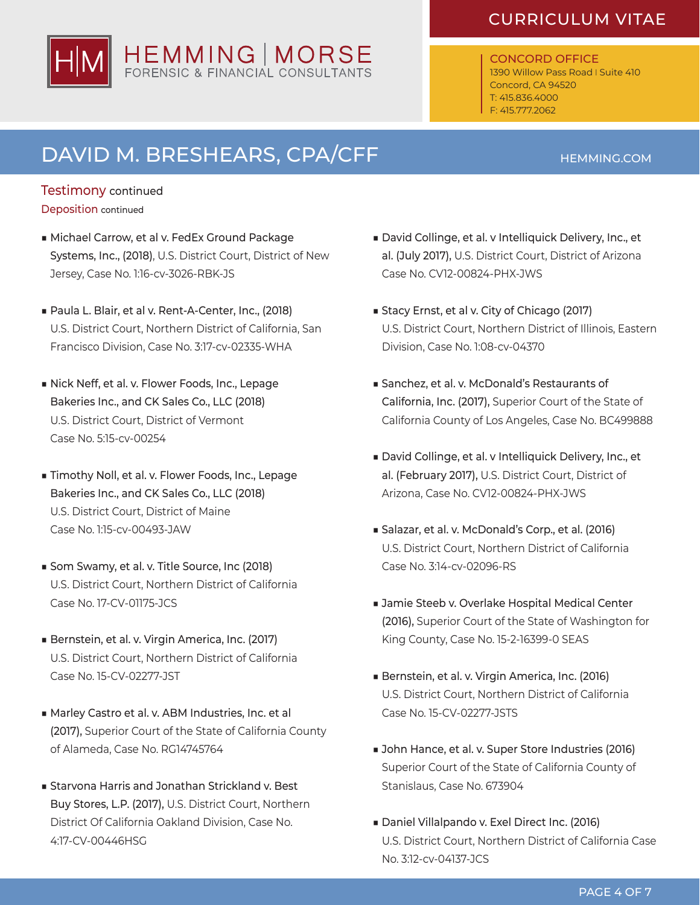## Testimony continued

### Deposition continued

- **Michael Carrow, et al v. FedEx Ground Package Systems, Inc., (2018)**, U.S. District Court, District of New Jersey, Case No. 1:16-cv-3026-RBK-JS
- **Paula L. Blair, et al v. Rent-A-Center, Inc., (2018)** U.S. District Court, Northern District of California, San Francisco Division, Case No. 3:17-cv-02335-WHA
- **Nick Neff, et al. v. Flower Foods, Inc., Lepage Bakeries Inc., and CK Sales Co., LLC (2018)** U.S. District Court, District of Vermont Case No. 5:15-cv-00254
- **Timothy Noll, et al. v. Flower Foods, Inc., Lepage Bakeries Inc., and CK Sales Co., LLC (2018)** U.S. District Court, District of Maine Case No. 1:15-cv-00493-JAW
- **Som Swamy, et al. v. Title Source, Inc (2018)** U.S. District Court, Northern District of California Case No. 17-CV-01175-JCS
- **Bernstein, et al. v. Virgin America, Inc. (2017)** U.S. District Court, Northern District of California Case No. 15-CV-02277-JST
- **Marley Castro et al. v. ABM Industries, Inc. et al (2017)**, Superior Court of the State of California County of Alameda, Case No. RG14745764
- **Starvona Harris and Jonathan Strickland v. Best Buy Stores, L.P. (2017)**, U.S. District Court, Northern District Of California Oakland Division, Case No. 4:17-CV-00446HSG
- **David Collinge, et al. v Intelliquick Delivery, Inc., et al. (July 2017)**, U.S. District Court, District of Arizona Case No. CV12-00824-PHX-JWS
- **Stacy Ernst, et al v. City of Chicago (2017)** U.S. District Court, Northern District of Illinois, Eastern Division, Case No. 1:08-cv-04370
- **Sanchez, et al. v. McDonald's Restaurants of California, Inc. (2017)**, Superior Court of the State of California County of Los Angeles, Case No. BC499888
- **David Collinge, et al. v Intelliquick Delivery, Inc., et al. (February 2017)**, U.S. District Court, District of Arizona, Case No. CV12-00824-PHX-JWS
- **Salazar, et al. v. McDonald's Corp., et al. (2016)** U.S. District Court, Northern District of California Case No. 3:14-cv-02096-RS
- **Jamie Steeb v. Overlake Hospital Medical Center (2016)**, Superior Court of the State of Washington for King County, Case No. 15-2-16399-0 SEAS
- **Bernstein, et al. v. Virgin America, Inc. (2016)** U.S. District Court, Northern District of California Case No. 15-CV-02277-JSTS
- **John Hance, et al. v. Super Store Industries (2016)** Superior Court of the State of California County of Stanislaus, Case No. 673904
- **Daniel Villalpando v. Exel Direct Inc. (2016)** U.S. District Court, Northern District of California Case No. 3:12-cv-04137-JCS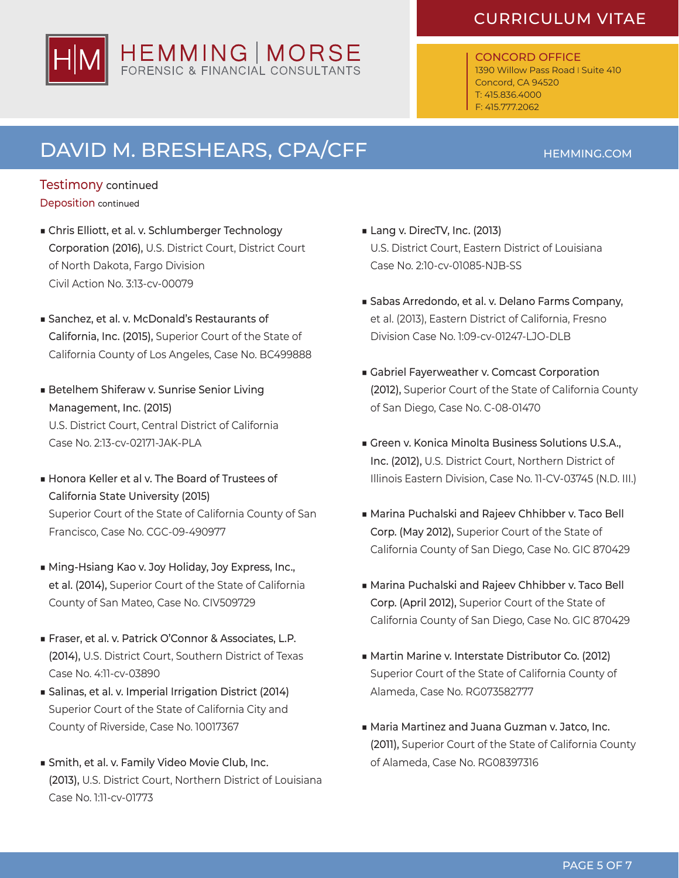# DAVID M. BRESHEARS, CPA/CFF

## Testimony continued

### Deposition continued

- **Chris Elliott, et al. v. Schlumberger Technology Corporation (2016),** U.S. District Court, District Court of North Dakota, Fargo Division Civil Action No. 3:13-cv-00079
- **Sanchez, et al. v. McDonald's Restaurants of California, Inc. (2015),** Superior Court of the State of California County of Los Angeles, Case No. BC499888
- **Betelhem Shiferaw v. Sunrise Senior Living Management, Inc. (2015)** U.S. District Court, Central District of California Case No. 2:13-cv-02171-JAK-PLA
- **Honora Keller et al v. The Board of Trustees of California State University (2015)** Superior Court of the State of California County of San Francisco, Case No. CGC-09-490977
- **Ming-Hsiang Kao v. Joy Holiday, Joy Express, Inc., et al. (2014),** Superior Court of the State of California County of San Mateo, Case No. CIV509729
- **Fraser, et al. v. Patrick O'Connor & Associates, L.P. (2014),** U.S. District Court, Southern District of Texas Case No. 4:11-cv-03890
- **Salinas, et al. v. Imperial Irrigation District (2014)** Superior Court of the State of California City and County of Riverside, Case No. 10017367
- **Smith, et al. v. Family Video Movie Club, Inc. (2013),** U.S. District Court, Northern District of Louisiana Case No. 1:11-cv-01773
- **Lang v. DirecTV, Inc. (2013)** U.S. District Court, Eastern District of Louisiana Case No. 2:10-cv-01085-NJB-SS
- **Sabas Arredondo, et al. v. Delano Farms Company,** et al. (2013), Eastern District of California, Fresno Division Case No. 1:09-cv-01247-LJO-DLB
- **Gabriel Fayerweather v. Comcast Corporation (2012),** Superior Court of the State of California County of San Diego, Case No. C-08-01470
- **Green v. Konica Minolta Business Solutions U.S.A., Inc. (2012),** U.S. District Court, Northern District of Illinois Eastern Division, Case No. 11-CV-03745 (N.D. Ill.)
- **Marina Puchalski and Rajeev Chhibber v. Taco Bell Corp. (May 2012),** Superior Court of the State of California County of San Diego, Case No. GIC 870429
- **Marina Puchalski and Rajeev Chhibber v. Taco Bell Corp. (April 2012),** Superior Court of the State of California County of San Diego, Case No. GIC 870429
- **Martin Marine v. Interstate Distributor Co. (2012)** Superior Court of the State of California County of Alameda, Case No. RG073582777
- **Maria Martinez and Juana Guzman v. Jatco, Inc. (2011),** Superior Court of the State of California County of Alameda, Case No. RG08397316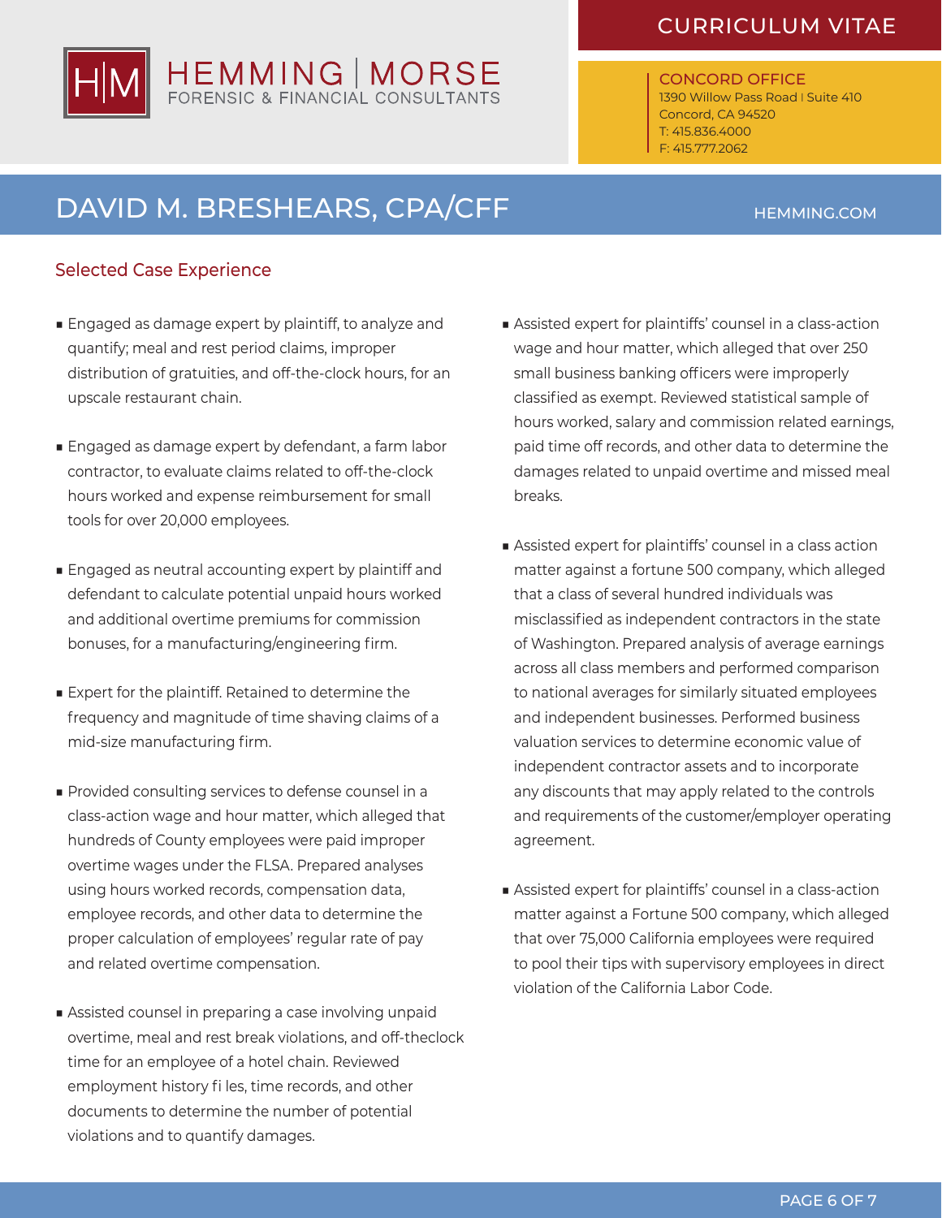# DAVID M. BRESHEARS, CPA/CFF

## Selected Case Experience

- Engaged as damage expert by plaintiff, to analyze and quantify; meal and rest period claims, improper distribution of gratuities, and off-the-clock hours, for an upscale restaurant chain.
- Engaged as damage expert by defendant, a farm labor contractor, to evaluate claims related to off-the-clock hours worked and expense reimbursement for small tools for over 20,000 employees.
- Engaged as neutral accounting expert by plaintiff and defendant to calculate potential unpaid hours worked and additional overtime premiums for commission bonuses, for a manufacturing/engineering firm.
- Expert for the plaintiff. Retained to determine the frequency and magnitude of time shaving claims of a mid-size manufacturing firm.
- Provided consulting services to defense counsel in a class-action wage and hour matter, which alleged that hundreds of County employees were paid improper overtime wages under the FLSA. Prepared analyses using hours worked records, compensation data, employee records, and other data to determine the proper calculation of employees' regular rate of pay and related overtime compensation.
- Assisted counsel in preparing a case involving unpaid overtime, meal and rest break violations, and off-theclock time for an employee of a hotel chain. Reviewed employment history fi les, time records, and other documents to determine the number of potential violations and to quantify damages.
- Assisted expert for plaintiffs' counsel in a class-action wage and hour matter, which alleged that over 250 small business banking officers were improperly classified as exempt. Reviewed statistical sample of hours worked, salary and commission related earnings, paid time off records, and other data to determine the damages related to unpaid overtime and missed meal breaks.
- Assisted expert for plaintiffs' counsel in a class action matter against a fortune 500 company, which alleged that a class of several hundred individuals was misclassified as independent contractors in the state of Washington. Prepared analysis of average earnings across all class members and performed comparison to national averages for similarly situated employees and independent businesses. Performed business valuation services to determine economic value of independent contractor assets and to incorporate any discounts that may apply related to the controls and requirements of the customer/employer operating agreement.
- Assisted expert for plaintiffs' counsel in a class-action matter against a Fortune 500 company, which alleged that over 75,000 California employees were required to pool their tips with supervisory employees in direct violation of the California Labor Code.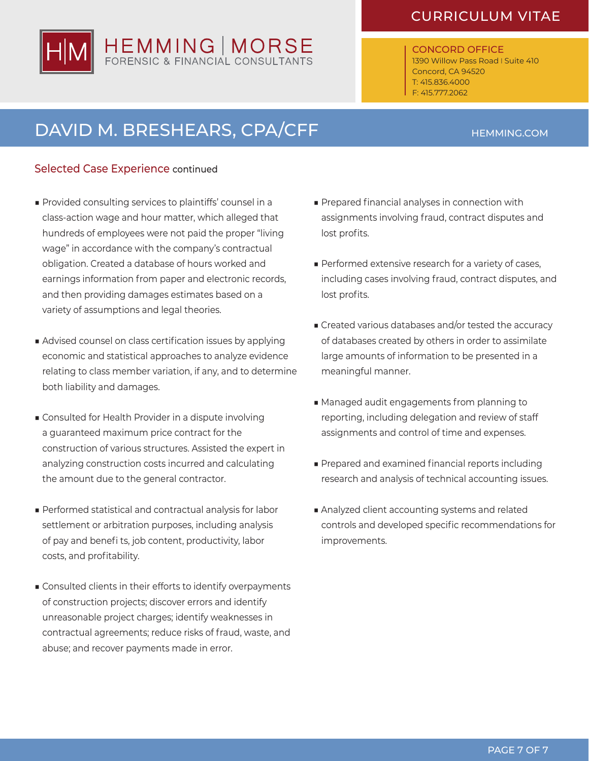## Selected Case Experience continued

- Provided consulting services to plaintiffs' counsel in a class-action wage and hour matter, which alleged that hundreds of employees were not paid the proper "living wage" in accordance with the company's contractual obligation. Created a database of hours worked and earnings information from paper and electronic records, and then providing damages estimates based on a variety of assumptions and legal theories.
- Advised counsel on class certification issues by applying economic and statistical approaches to analyze evidence relating to class member variation, if any, and to determine both liability and damages.
- Consulted for Health Provider in a dispute involving a guaranteed maximum price contract for the construction of various structures. Assisted the expert in analyzing construction costs incurred and calculating the amount due to the general contractor.
- Performed statistical and contractual analysis for labor settlement or arbitration purposes, including analysis of pay and benefi ts, job content, productivity, labor costs, and profitability.
- Consulted clients in their efforts to identify overpayments of construction projects; discover errors and identify unreasonable project charges; identify weaknesses in contractual agreements; reduce risks of fraud, waste, and abuse; and recover payments made in error.
- Prepared financial analyses in connection with assignments involving fraud, contract disputes and lost profits.
- Performed extensive research for a variety of cases, including cases involving fraud, contract disputes, and lost profits.
- Created various databases and/or tested the accuracy of databases created by others in order to assimilate large amounts of information to be presented in a meaningful manner.
- Managed audit engagements from planning to reporting, including delegation and review of staff assignments and control of time and expenses.
- Prepared and examined financial reports including research and analysis of technical accounting issues.
- Analyzed client accounting systems and related controls and developed specific recommendations for improvements.